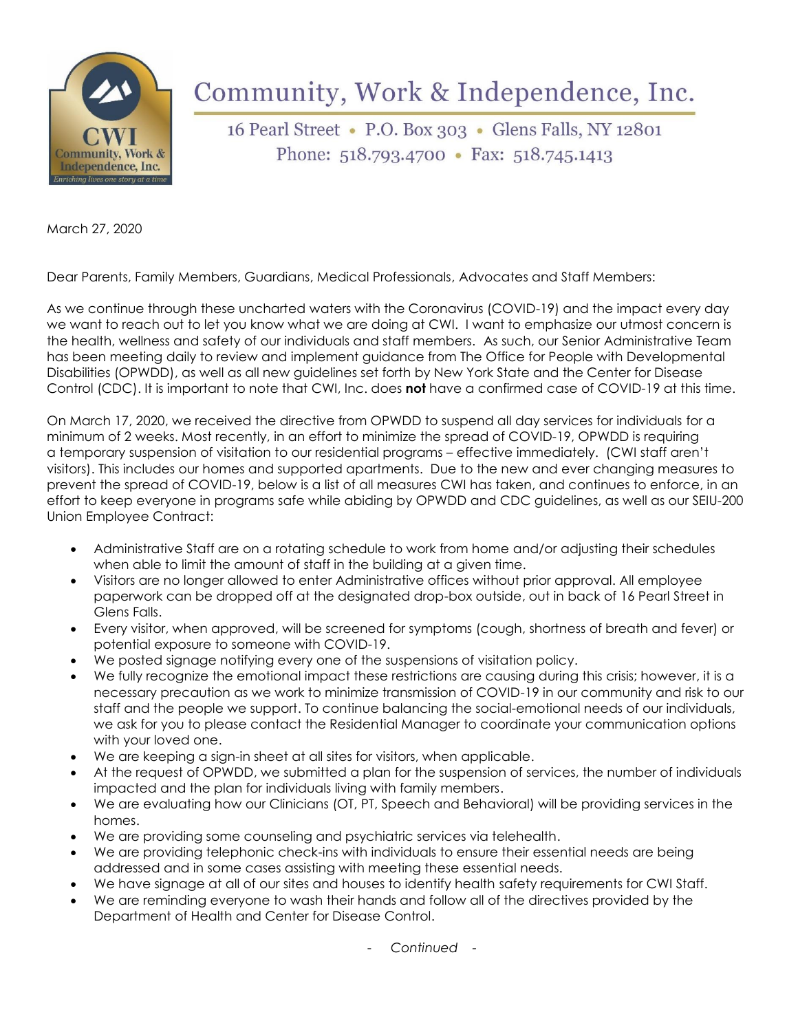# Community, Work & Independence, Inc.

16 Pearl Street • P.O. Box 303 • Glens Falls, NY 12801
Phone: 518.793.4700 • Fax: 518.745.1413

March 27, 2020

Dear Parents, Family Members, Guardians, Medical Professionals, Advocates and Staff Members:

As we continue through these uncharted waters with the Coronavirus (COVID-19) and the impact every day we want to reach out to let you know what we are doing at CWI. I want to emphasize our utmost concern is the health, wellness and safety of our individuals and staff members. As such, our Senior Administrative Team has been meeting daily to review and implement guidance from The Office for People with Developmental Disabilities (OPWDD), as well as all new guidelines set forth by New York State and the Center for Disease Control (CDC). It is important to note that CWI, Inc. does **not** have a confirmed case of COVID-19 at this time.

On March 17, 2020, we received the directive from OPWDD to suspend all day services for individuals for a minimum of 2 weeks. Most recently, in an effort to minimize the spread of COVID-19, OPWDD is requiring a temporary suspension of visitation to our residential programs – effective immediately. (CWI staff aren't visitors). This includes our homes and supported apartments. Due to the new and ever changing measures to prevent the spread of COVID-19, below is a list of all measures CWI has taken, and continues to enforce, in an effort to keep everyone in programs safe while abiding by OPWDD and CDC guidelines, as well as our SEIU-200 Union Employee Contract:

- Administrative Staff are on a rotating schedule to work from home and/or adjusting their schedules when able to limit the amount of staff in the building at a given time.
- Visitors are no longer allowed to enter Administrative offices without prior approval. All employee paperwork can be dropped off at the designated drop-box outside, out in back of 16 Pearl Street in Glens Falls.
- Every visitor, when approved, will be screened for symptoms (cough, shortness of breath and fever) or potential exposure to someone with COVID-19.
- We posted signage notifying every one of the suspensions of visitation policy.
- We fully recognize the emotional impact these restrictions are causing during this crisis; however, it is a necessary precaution as we work to minimize transmission of COVID-19 in our community and risk to our staff and the people we support. To continue balancing the social-emotional needs of our individuals, we ask for you to please contact the Residential Manager to coordinate your communication options with your loved one.
- We are keeping a sign-in sheet at all sites for visitors, when applicable.
- At the request of OPWDD, we submitted a plan for the suspension of services, the number of individuals impacted and the plan for individuals living with family members.
- We are evaluating how our Clinicians (OT, PT, Speech and Behavioral) will be providing services in the homes.
- We are providing some counseling and psychiatric services via telehealth.
- We are providing telephonic check-ins with individuals to ensure their essential needs are being addressed and in some cases assisting with meeting these essential needs.
- We have signage at all of our sites and houses to identify health safety requirements for CWI Staff.
- We are reminding everyone to wash their hands and follow all of the directives provided by the Department of Health and Center for Disease Control.

*- Continued -*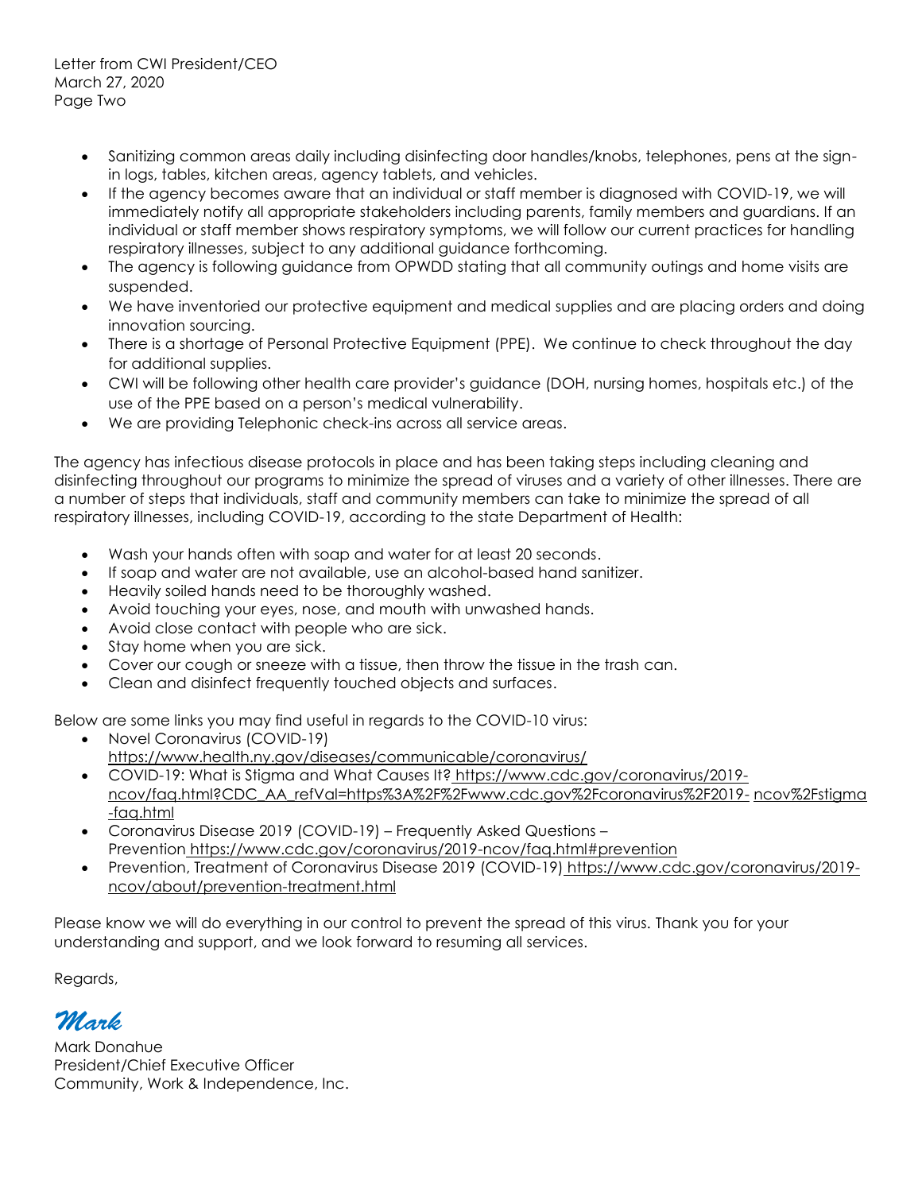- Sanitizing common areas daily including disinfecting door handles/knobs, telephones, pens at the sign-in logs, tables, kitchen areas, agency tablets, and vehicles.
- If the agency becomes aware that an individual or staff member is diagnosed with COVID-19, we will immediately notify all appropriate stakeholders including parents, family members and guardians. If an individual or staff member shows respiratory symptoms, we will follow our current practices for handling respiratory illnesses, subject to any additional guidance forthcoming.
- The agency is following guidance from OPWDD stating that all community outings and home visits are suspended.
- We have inventoried our protective equipment and medical supplies and are placing orders and doing innovation sourcing.
- There is a shortage of Personal Protective Equipment (PPE). We continue to check throughout the day for additional supplies.
- CWI will be following other health care provider's guidance (DOH, nursing homes, hospitals etc.) of the use of the PPE based on a person's medical vulnerability.
- We are providing Telephonic check-ins across all service areas.

The agency has infectious disease protocols in place and has been taking steps including cleaning and disinfecting throughout our programs to minimize the spread of viruses and a variety of other illnesses. There are a number of steps that individuals, staff and community members can take to minimize the spread of all respiratory illnesses, including COVID-19, according to the state Department of Health:

- Wash your hands often with soap and water for at least 20 seconds.
- If soap and water are not available, use an alcohol-based hand sanitizer.
- Heavily soiled hands need to be thoroughly washed.
- Avoid touching your eyes, nose, and mouth with unwashed hands.
- Avoid close contact with people who are sick.
- Stay home when you are sick.
- Cover our cough or sneeze with a tissue, then throw the tissue in the trash can.
- Clean and disinfect frequently touched objects and surfaces.

Below are some links you may find useful in regards to the COVID-10 virus:

- Novel Coronavirus (COVID-19) https://www.health.ny.gov/diseases/communicable/coronavirus/
- COVID-19: What is Stigma and What Causes It? https://www.cdc.gov/coronavirus/2019-ncov/faq.html?CDC_AA_refVal=https%3A%2F%2Fwww.cdc.gov%2Fcoronavirus%2F2019-ncov%2Fstigma-faq.html
- Coronavirus Disease 2019 (COVID-19) – Frequently Asked Questions – Prevention https://www.cdc.gov/coronavirus/2019-ncov/faq.html#prevention
- Prevention, Treatment of Coronavirus Disease 2019 (COVID-19) https://www.cdc.gov/coronavirus/2019-ncov/about/prevention-treatment.html

Please know we will do everything in our control to prevent the spread of this virus. Thank you for your understanding and support, and we look forward to resuming all services.

Regards,

*Mark*

Mark Donahue
President/Chief Executive Officer
Community, Work & Independence, Inc.